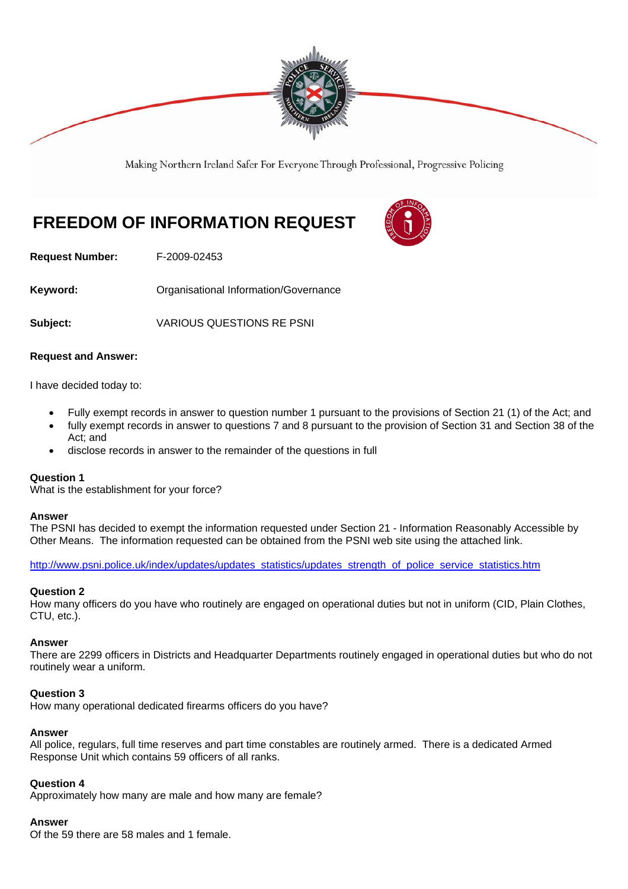Making Northern Ireland Safer For Everyone Through Professional, Progressive Policing

# FREEDOM OF INFORMATION REQUEST

**Request Number:** F-2009-02453

**Keyword:** Organisational Information/Governance

**Subject:** VARIOUS QUESTIONS RE PSNI

**Request and Answer:**

I have decided today to:

- Fully exempt records in answer to question number 1 pursuant to the provisions of Section 21 (1) of the Act; and
- fully exempt records in answer to questions 7 and 8 pursuant to the provision of Section 31 and Section 38 of the Act; and
- disclose records in answer to the remainder of the questions in full

**Question 1**
What is the establishment for your force?

**Answer**
The PSNI has decided to exempt the information requested under Section 21 - Information Reasonably Accessible by Other Means. The information requested can be obtained from the PSNI web site using the attached link.

http://www.psni.police.uk/index/updates/updates_statistics/updates_strength_of_police_service_statistics.htm

**Question 2**
How many officers do you have who routinely are engaged on operational duties but not in uniform (CID, Plain Clothes, CTU, etc.).

**Answer**
There are 2299 officers in Districts and Headquarter Departments routinely engaged in operational duties but who do not routinely wear a uniform.

**Question 3**
How many operational dedicated firearms officers do you have?

**Answer**
All police, regulars, full time reserves and part time constables are routinely armed. There is a dedicated Armed Response Unit which contains 59 officers of all ranks.

**Question 4**
Approximately how many are male and how many are female?

**Answer**
Of the 59 there are 58 males and 1 female.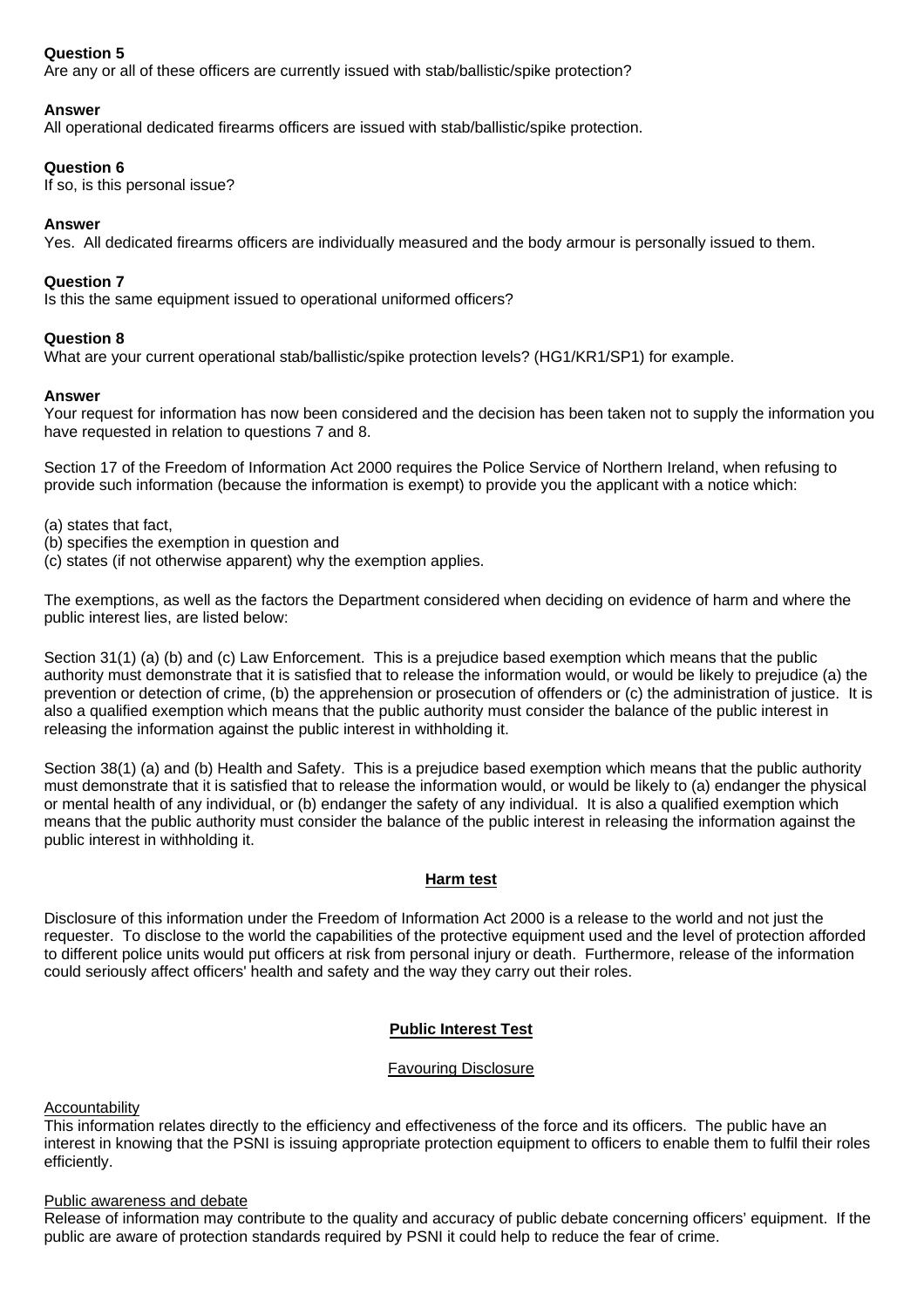**Question 5**
Are any or all of these officers are currently issued with stab/ballistic/spike protection?

**Answer**
All operational dedicated firearms officers are issued with stab/ballistic/spike protection.

**Question 6**
If so, is this personal issue?

**Answer**
Yes. All dedicated firearms officers are individually measured and the body armour is personally issued to them.

**Question 7**
Is this the same equipment issued to operational uniformed officers?

**Question 8**
What are your current operational stab/ballistic/spike protection levels? (HG1/KR1/SP1) for example.

**Answer**
Your request for information has now been considered and the decision has been taken not to supply the information you have requested in relation to questions 7 and 8.

Section 17 of the Freedom of Information Act 2000 requires the Police Service of Northern Ireland, when refusing to provide such information (because the information is exempt) to provide you the applicant with a notice which:

(a) states that fact,
(b) specifies the exemption in question and
(c) states (if not otherwise apparent) why the exemption applies.

The exemptions, as well as the factors the Department considered when deciding on evidence of harm and where the public interest lies, are listed below:

Section 31(1) (a) (b) and (c) Law Enforcement. This is a prejudice based exemption which means that the public authority must demonstrate that it is satisfied that to release the information would, or would be likely to prejudice (a) the prevention or detection of crime, (b) the apprehension or prosecution of offenders or (c) the administration of justice. It is also a qualified exemption which means that the public authority must consider the balance of the public interest in releasing the information against the public interest in withholding it.

Section 38(1) (a) and (b) Health and Safety. This is a prejudice based exemption which means that the public authority must demonstrate that it is satisfied that to release the information would, or would be likely to (a) endanger the physical or mental health of any individual, or (b) endanger the safety of any individual. It is also a qualified exemption which means that the public authority must consider the balance of the public interest in releasing the information against the public interest in withholding it.

**Harm test**

Disclosure of this information under the Freedom of Information Act 2000 is a release to the world and not just the requester. To disclose to the world the capabilities of the protective equipment used and the level of protection afforded to different police units would put officers at risk from personal injury or death. Furthermore, release of the information could seriously affect officers' health and safety and the way they carry out their roles.

**Public Interest Test**

Favouring Disclosure

Accountability
This information relates directly to the efficiency and effectiveness of the force and its officers. The public have an interest in knowing that the PSNI is issuing appropriate protection equipment to officers to enable them to fulfil their roles efficiently.

Public awareness and debate
Release of information may contribute to the quality and accuracy of public debate concerning officers' equipment. If the public are aware of protection standards required by PSNI it could help to reduce the fear of crime.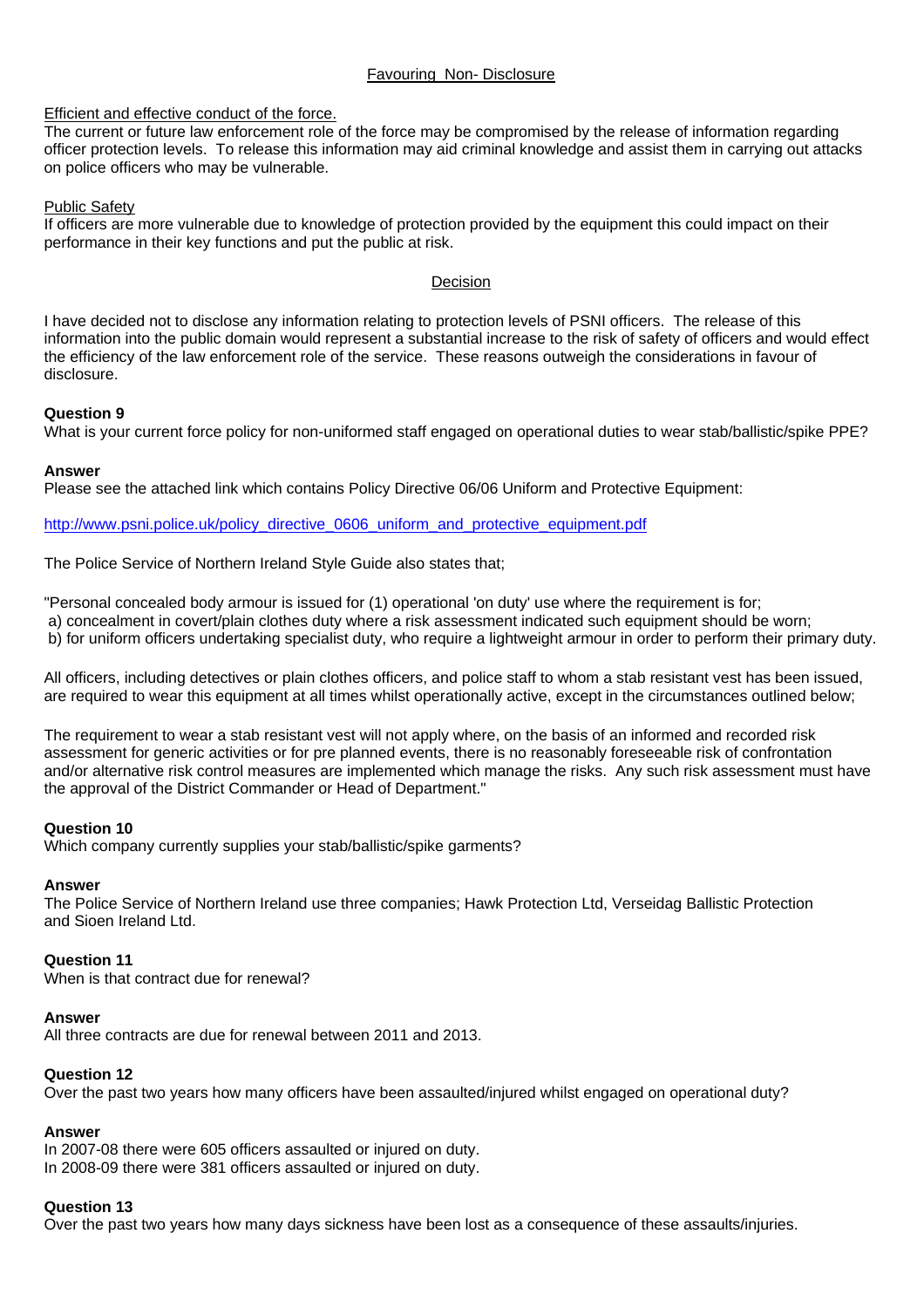Favouring Non- Disclosure

Efficient and effective conduct of the force.

The current or future law enforcement role of the force may be compromised by the release of information regarding officer protection levels. To release this information may aid criminal knowledge and assist them in carrying out attacks on police officers who may be vulnerable.

Public Safety

If officers are more vulnerable due to knowledge of protection provided by the equipment this could impact on their performance in their key functions and put the public at risk.

Decision

I have decided not to disclose any information relating to protection levels of PSNI officers. The release of this information into the public domain would represent a substantial increase to the risk of safety of officers and would effect the efficiency of the law enforcement role of the service. These reasons outweigh the considerations in favour of disclosure.

**Question 9**

What is your current force policy for non-uniformed staff engaged on operational duties to wear stab/ballistic/spike PPE?

**Answer**

Please see the attached link which contains Policy Directive 06/06 Uniform and Protective Equipment:

http://www.psni.police.uk/policy_directive_0606_uniform_and_protective_equipment.pdf

The Police Service of Northern Ireland Style Guide also states that;

"Personal concealed body armour is issued for (1) operational 'on duty' use where the requirement is for;
a) concealment in covert/plain clothes duty where a risk assessment indicated such equipment should be worn;
b) for uniform officers undertaking specialist duty, who require a lightweight armour in order to perform their primary duty.

All officers, including detectives or plain clothes officers, and police staff to whom a stab resistant vest has been issued, are required to wear this equipment at all times whilst operationally active, except in the circumstances outlined below;

The requirement to wear a stab resistant vest will not apply where, on the basis of an informed and recorded risk assessment for generic activities or for pre planned events, there is no reasonably foreseeable risk of confrontation and/or alternative risk control measures are implemented which manage the risks. Any such risk assessment must have the approval of the District Commander or Head of Department."

**Question 10**

Which company currently supplies your stab/ballistic/spike garments?

**Answer**

The Police Service of Northern Ireland use three companies; Hawk Protection Ltd, Verseidag Ballistic Protection and Sioen Ireland Ltd.

**Question 11**

When is that contract due for renewal?

**Answer**

All three contracts are due for renewal between 2011 and 2013.

**Question 12**

Over the past two years how many officers have been assaulted/injured whilst engaged on operational duty?

**Answer**

In 2007-08 there were 605 officers assaulted or injured on duty.
In 2008-09 there were 381 officers assaulted or injured on duty.

**Question 13**

Over the past two years how many days sickness have been lost as a consequence of these assaults/injuries.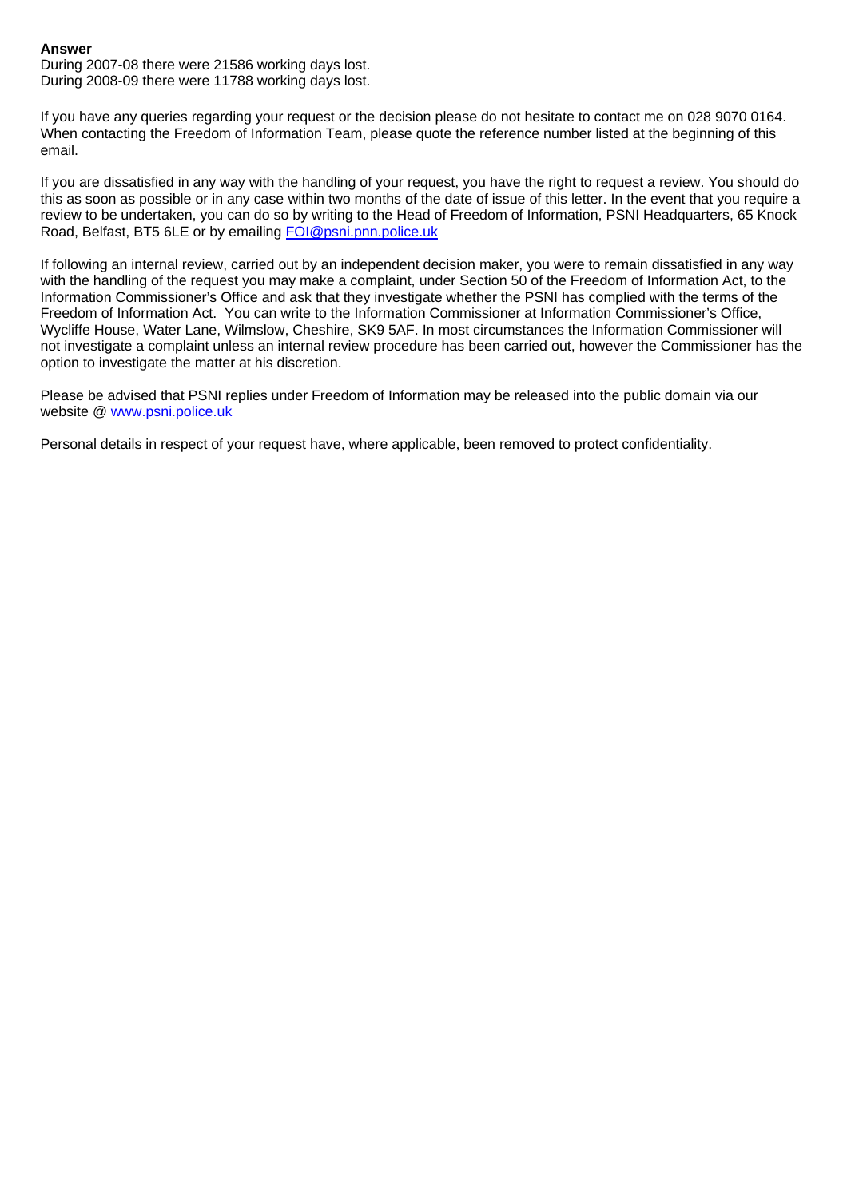**Answer**
During 2007-08 there were 21586 working days lost.
During 2008-09 there were 11788 working days lost.

If you have any queries regarding your request or the decision please do not hesitate to contact me on 028 9070 0164. When contacting the Freedom of Information Team, please quote the reference number listed at the beginning of this email.

If you are dissatisfied in any way with the handling of your request, you have the right to request a review. You should do this as soon as possible or in any case within two months of the date of issue of this letter. In the event that you require a review to be undertaken, you can do so by writing to the Head of Freedom of Information, PSNI Headquarters, 65 Knock Road, Belfast, BT5 6LE or by emailing FOI@psni.pnn.police.uk

If following an internal review, carried out by an independent decision maker, you were to remain dissatisfied in any way with the handling of the request you may make a complaint, under Section 50 of the Freedom of Information Act, to the Information Commissioner's Office and ask that they investigate whether the PSNI has complied with the terms of the Freedom of Information Act. You can write to the Information Commissioner at Information Commissioner's Office, Wycliffe House, Water Lane, Wilmslow, Cheshire, SK9 5AF. In most circumstances the Information Commissioner will not investigate a complaint unless an internal review procedure has been carried out, however the Commissioner has the option to investigate the matter at his discretion.

Please be advised that PSNI replies under Freedom of Information may be released into the public domain via our website @ www.psni.police.uk

Personal details in respect of your request have, where applicable, been removed to protect confidentiality.